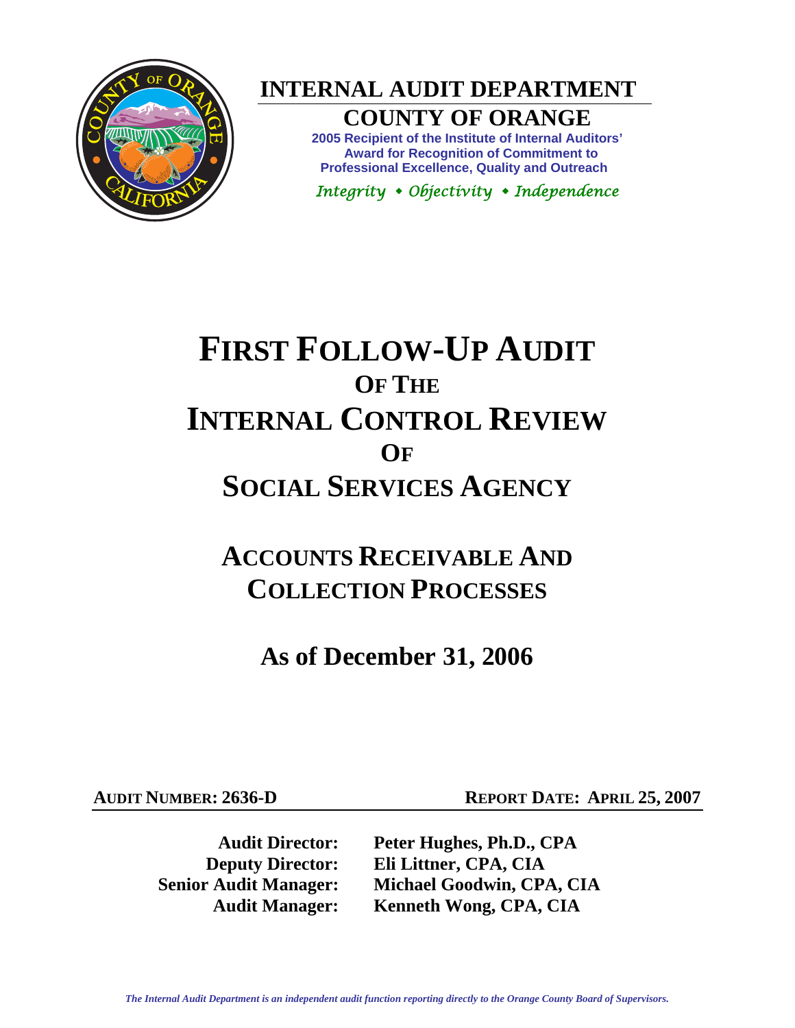# INTERNAL AUDIT DEPARTMENT

## COUNTY OF ORANGE

**2005 Recipient of the Institute of Internal Auditors' Award for Recognition of Commitment to Professional Excellence, Quality and Outreach**

*Integrity • Objectivity • Independence*

# FIRST FOLLOW-UP AUDIT OF THE INTERNAL CONTROL REVIEW OF SOCIAL SERVICES AGENCY

## ACCOUNTS RECEIVABLE AND COLLECTION PROCESSES

## As of December 31, 2006

**AUDIT NUMBER: 2636-D** **REPORT DATE: APRIL 25, 2007**

**Audit Director:** Peter Hughes, Ph.D., CPA
**Deputy Director:** Eli Littner, CPA, CIA
**Senior Audit Manager:** Michael Goodwin, CPA, CIA
**Audit Manager:** Kenneth Wong, CPA, CIA

*The Internal Audit Department is an independent audit function reporting directly to the Orange County Board of Supervisors.*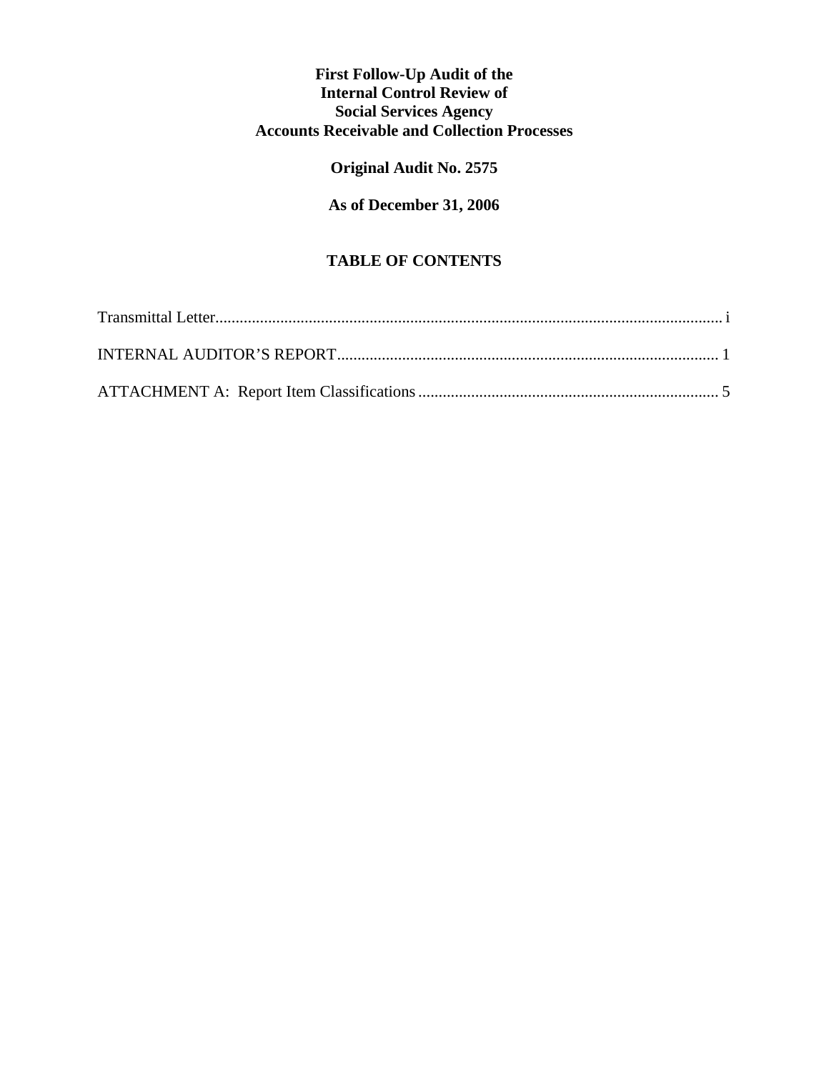**First Follow-Up Audit of the**
**Internal Control Review of**
**Social Services Agency**
**Accounts Receivable and Collection Processes**

**Original Audit No. 2575**

**As of December 31, 2006**

## TABLE OF CONTENTS

Transmittal Letter.............................................................................................................................. i

INTERNAL AUDITOR'S REPORT.............................................................................................. 1

ATTACHMENT A: Report Item Classifications.......................................................................... 5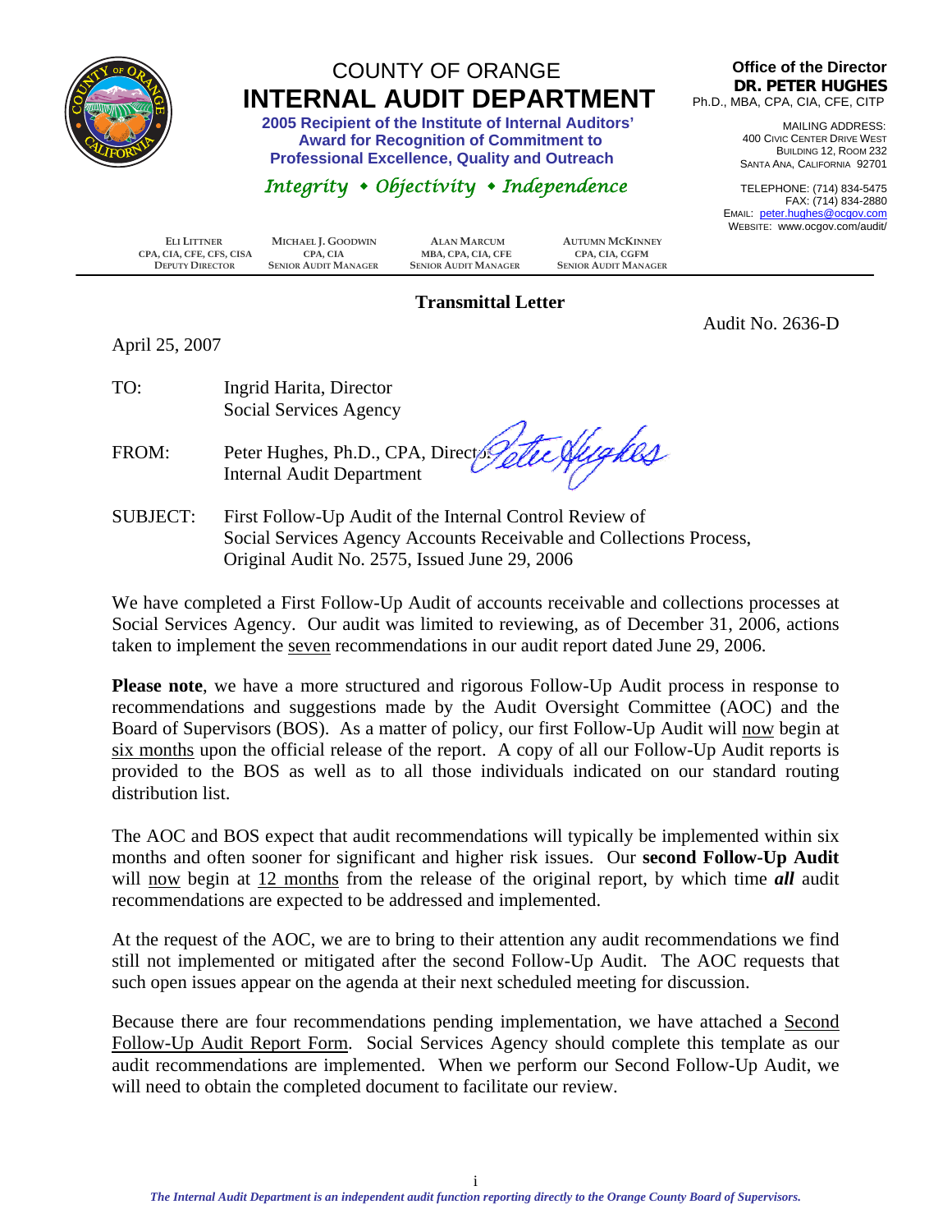# COUNTY OF ORANGE
# INTERNAL AUDIT DEPARTMENT

**2005 Recipient of the Institute of Internal Auditors' Award for Recognition of Commitment to Professional Excellence, Quality and Outreach**

*Integrity • Objectivity • Independence*

**Office of the Director**
**DR. PETER HUGHES**
Ph.D., MBA, CPA, CIA, CFE, CITP

MAILING ADDRESS:
400 CIVIC CENTER DRIVE WEST
BUILDING 12, ROOM 232
SANTA ANA, CALIFORNIA 92701

TELEPHONE: (714) 834-5475
FAX: (714) 834-2880
EMAIL: peter.hughes@ocgov.com
WEBSITE: www.ocgov.com/audit/

| ELI LITTNER | MICHAEL J. GOODWIN | ALAN MARCUM | AUTUMN MCKINNEY |
|---|---|---|---|
| CPA, CIA, CFE, CFS, CISA | CPA, CIA | MBA, CPA, CIA, CFE | CPA, CIA, CGFM |
| DEPUTY DIRECTOR | SENIOR AUDIT MANAGER | SENIOR AUDIT MANAGER | SENIOR AUDIT MANAGER |

## Transmittal Letter

Audit No. 2636-D

April 25, 2007

TO: Ingrid Harita, Director
Social Services Agency

FROM: Peter Hughes, Ph.D., CPA, Director
Internal Audit Department

SUBJECT: First Follow-Up Audit of the Internal Control Review of Social Services Agency Accounts Receivable and Collections Process, Original Audit No. 2575, Issued June 29, 2006

We have completed a First Follow-Up Audit of accounts receivable and collections processes at Social Services Agency. Our audit was limited to reviewing, as of December 31, 2006, actions taken to implement the seven recommendations in our audit report dated June 29, 2006.

**Please note**, we have a more structured and rigorous Follow-Up Audit process in response to recommendations and suggestions made by the Audit Oversight Committee (AOC) and the Board of Supervisors (BOS). As a matter of policy, our first Follow-Up Audit will now begin at six months upon the official release of the report. A copy of all our Follow-Up Audit reports is provided to the BOS as well as to all those individuals indicated on our standard routing distribution list.

The AOC and BOS expect that audit recommendations will typically be implemented within six months and often sooner for significant and higher risk issues. Our **second Follow-Up Audit** will now begin at 12 months from the release of the original report, by which time ***all*** audit recommendations are expected to be addressed and implemented.

At the request of the AOC, we are to bring to their attention any audit recommendations we find still not implemented or mitigated after the second Follow-Up Audit. The AOC requests that such open issues appear on the agenda at their next scheduled meeting for discussion.

Because there are four recommendations pending implementation, we have attached a Second Follow-Up Audit Report Form. Social Services Agency should complete this template as our audit recommendations are implemented. When we perform our Second Follow-Up Audit, we will need to obtain the completed document to facilitate our review.

*The Internal Audit Department is an independent audit function reporting directly to the Orange County Board of Supervisors.*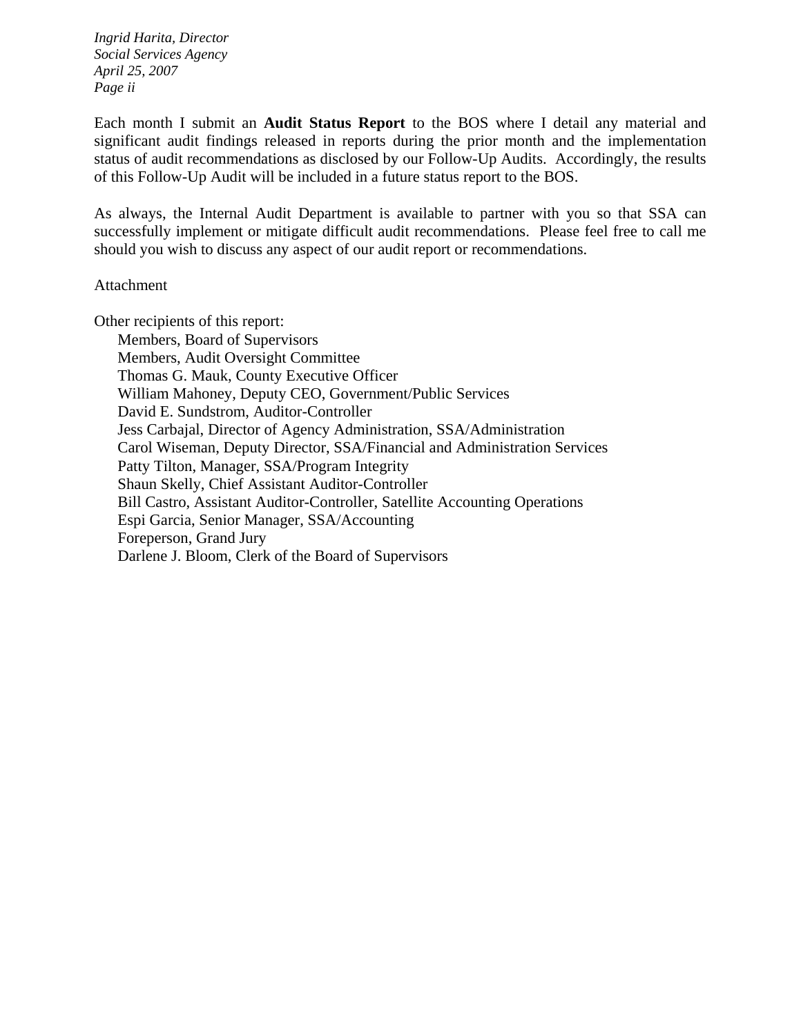Each month I submit an **Audit Status Report** to the BOS where I detail any material and significant audit findings released in reports during the prior month and the implementation status of audit recommendations as disclosed by our Follow-Up Audits. Accordingly, the results of this Follow-Up Audit will be included in a future status report to the BOS.

As always, the Internal Audit Department is available to partner with you so that SSA can successfully implement or mitigate difficult audit recommendations. Please feel free to call me should you wish to discuss any aspect of our audit report or recommendations.

Attachment

Other recipients of this report:

- Members, Board of Supervisors
- Members, Audit Oversight Committee
- Thomas G. Mauk, County Executive Officer
- William Mahoney, Deputy CEO, Government/Public Services
- David E. Sundstrom, Auditor-Controller
- Jess Carbajal, Director of Agency Administration, SSA/Administration
- Carol Wiseman, Deputy Director, SSA/Financial and Administration Services
- Patty Tilton, Manager, SSA/Program Integrity
- Shaun Skelly, Chief Assistant Auditor-Controller
- Bill Castro, Assistant Auditor-Controller, Satellite Accounting Operations
- Espi Garcia, Senior Manager, SSA/Accounting
- Foreperson, Grand Jury
- Darlene J. Bloom, Clerk of the Board of Supervisors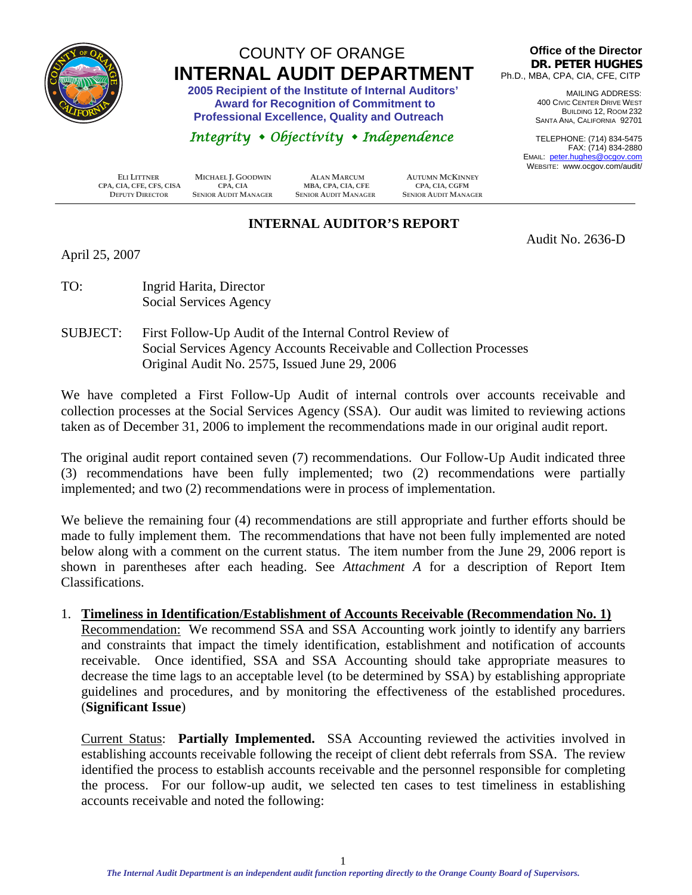# COUNTY OF ORANGE
# INTERNAL AUDIT DEPARTMENT

**2005 Recipient of the Institute of Internal Auditors' Award for Recognition of Commitment to Professional Excellence, Quality and Outreach**

*Integrity • Objectivity • Independence*

**Office of the Director**
**DR. PETER HUGHES**
Ph.D., MBA, CPA, CIA, CFE, CITP

MAILING ADDRESS:
400 CIVIC CENTER DRIVE WEST
BUILDING 12, ROOM 232
SANTA ANA, CALIFORNIA 92701

TELEPHONE: (714) 834-5475
FAX: (714) 834-2880
EMAIL: peter.hughes@ocgov.com
WEBSITE: www.ocgov.com/audit/

| ELI LITTNER<br>CPA, CIA, CFE, CFS, CISA<br>DEPUTY DIRECTOR | MICHAEL J. GOODWIN<br>CPA, CIA<br>SENIOR AUDIT MANAGER | ALAN MARCUM<br>MBA, CPA, CIA, CFE<br>SENIOR AUDIT MANAGER | AUTUMN MCKINNEY<br>CPA, CIA, CGFM<br>SENIOR AUDIT MANAGER |
|---|---|---|---|

## INTERNAL AUDITOR'S REPORT

Audit No. 2636-D

April 25, 2007

TO: Ingrid Harita, Director
Social Services Agency

SUBJECT: First Follow-Up Audit of the Internal Control Review of Social Services Agency Accounts Receivable and Collection Processes
Original Audit No. 2575, Issued June 29, 2006

We have completed a First Follow-Up Audit of internal controls over accounts receivable and collection processes at the Social Services Agency (SSA). Our audit was limited to reviewing actions taken as of December 31, 2006 to implement the recommendations made in our original audit report.

The original audit report contained seven (7) recommendations. Our Follow-Up Audit indicated three (3) recommendations have been fully implemented; two (2) recommendations were partially implemented; and two (2) recommendations were in process of implementation.

We believe the remaining four (4) recommendations are still appropriate and further efforts should be made to fully implement them. The recommendations that have not been fully implemented are noted below along with a comment on the current status. The item number from the June 29, 2006 report is shown in parentheses after each heading. See *Attachment A* for a description of Report Item Classifications.

1. **Timeliness in Identification/Establishment of Accounts Receivable (Recommendation No. 1)**
   Recommendation: We recommend SSA and SSA Accounting work jointly to identify any barriers and constraints that impact the timely identification, establishment and notification of accounts receivable. Once identified, SSA and SSA Accounting should take appropriate measures to decrease the time lags to an acceptable level (to be determined by SSA) by establishing appropriate guidelines and procedures, and by monitoring the effectiveness of the established procedures. (**Significant Issue**)

   Current Status: **Partially Implemented.** SSA Accounting reviewed the activities involved in establishing accounts receivable following the receipt of client debt referrals from SSA. The review identified the process to establish accounts receivable and the personnel responsible for completing the process. For our follow-up audit, we selected ten cases to test timeliness in establishing accounts receivable and noted the following: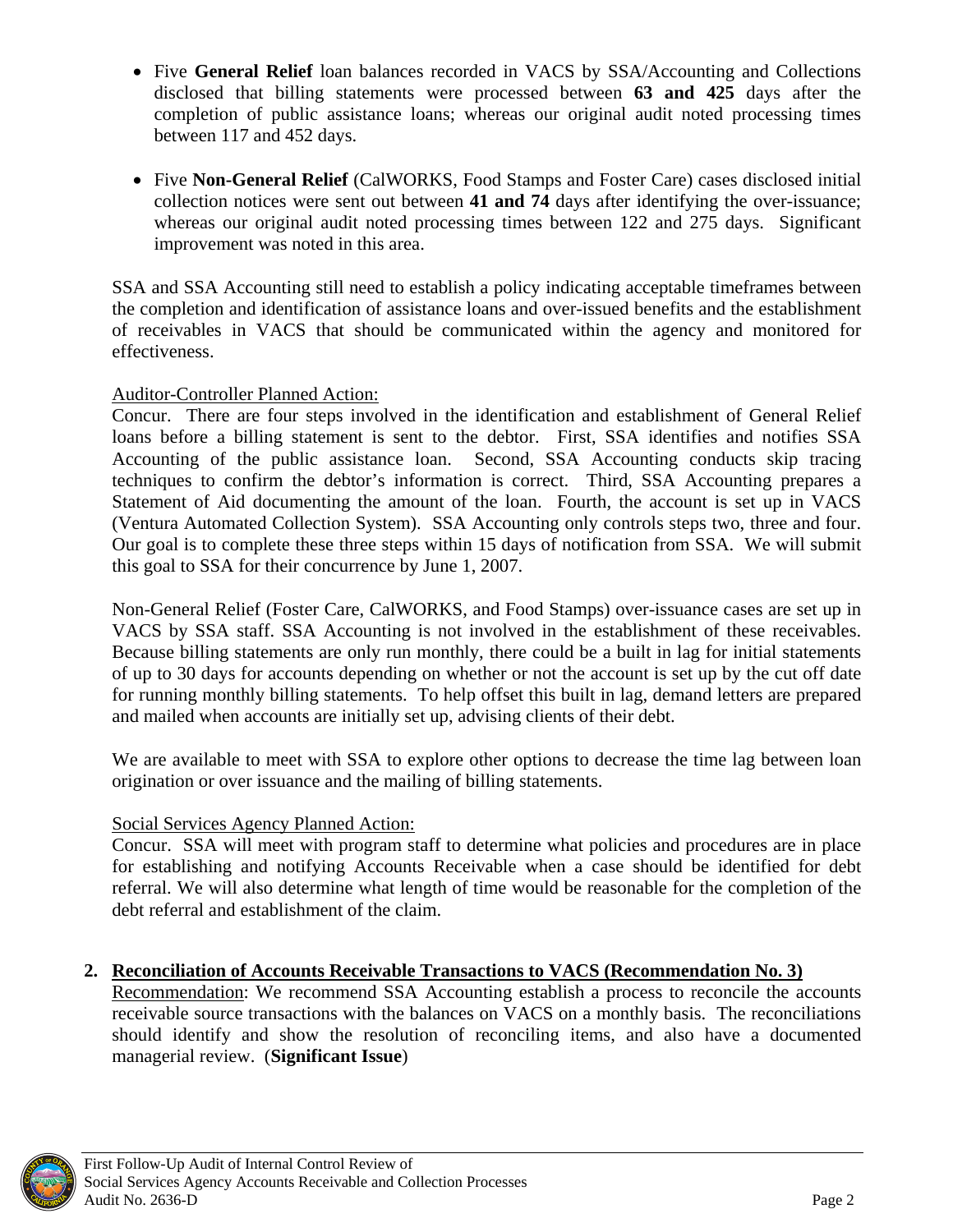- Five **General Relief** loan balances recorded in VACS by SSA/Accounting and Collections disclosed that billing statements were processed between **63 and 425** days after the completion of public assistance loans; whereas our original audit noted processing times between 117 and 452 days.

- Five **Non-General Relief** (CalWORKS, Food Stamps and Foster Care) cases disclosed initial collection notices were sent out between **41 and 74** days after identifying the over-issuance; whereas our original audit noted processing times between 122 and 275 days. Significant improvement was noted in this area.

SSA and SSA Accounting still need to establish a policy indicating acceptable timeframes between the completion and identification of assistance loans and over-issued benefits and the establishment of receivables in VACS that should be communicated within the agency and monitored for effectiveness.

Auditor-Controller Planned Action:
Concur. There are four steps involved in the identification and establishment of General Relief loans before a billing statement is sent to the debtor. First, SSA identifies and notifies SSA Accounting of the public assistance loan. Second, SSA Accounting conducts skip tracing techniques to confirm the debtor's information is correct. Third, SSA Accounting prepares a Statement of Aid documenting the amount of the loan. Fourth, the account is set up in VACS (Ventura Automated Collection System). SSA Accounting only controls steps two, three and four. Our goal is to complete these three steps within 15 days of notification from SSA. We will submit this goal to SSA for their concurrence by June 1, 2007.

Non-General Relief (Foster Care, CalWORKS, and Food Stamps) over-issuance cases are set up in VACS by SSA staff. SSA Accounting is not involved in the establishment of these receivables. Because billing statements are only run monthly, there could be a built in lag for initial statements of up to 30 days for accounts depending on whether or not the account is set up by the cut off date for running monthly billing statements. To help offset this built in lag, demand letters are prepared and mailed when accounts are initially set up, advising clients of their debt.

We are available to meet with SSA to explore other options to decrease the time lag between loan origination or over issuance and the mailing of billing statements.

Social Services Agency Planned Action:
Concur. SSA will meet with program staff to determine what policies and procedures are in place for establishing and notifying Accounts Receivable when a case should be identified for debt referral. We will also determine what length of time would be reasonable for the completion of the debt referral and establishment of the claim.

**2. Reconciliation of Accounts Receivable Transactions to VACS (Recommendation No. 3)**

Recommendation: We recommend SSA Accounting establish a process to reconcile the accounts receivable source transactions with the balances on VACS on a monthly basis. The reconciliations should identify and show the resolution of reconciling items, and also have a documented managerial review. (**Significant Issue**)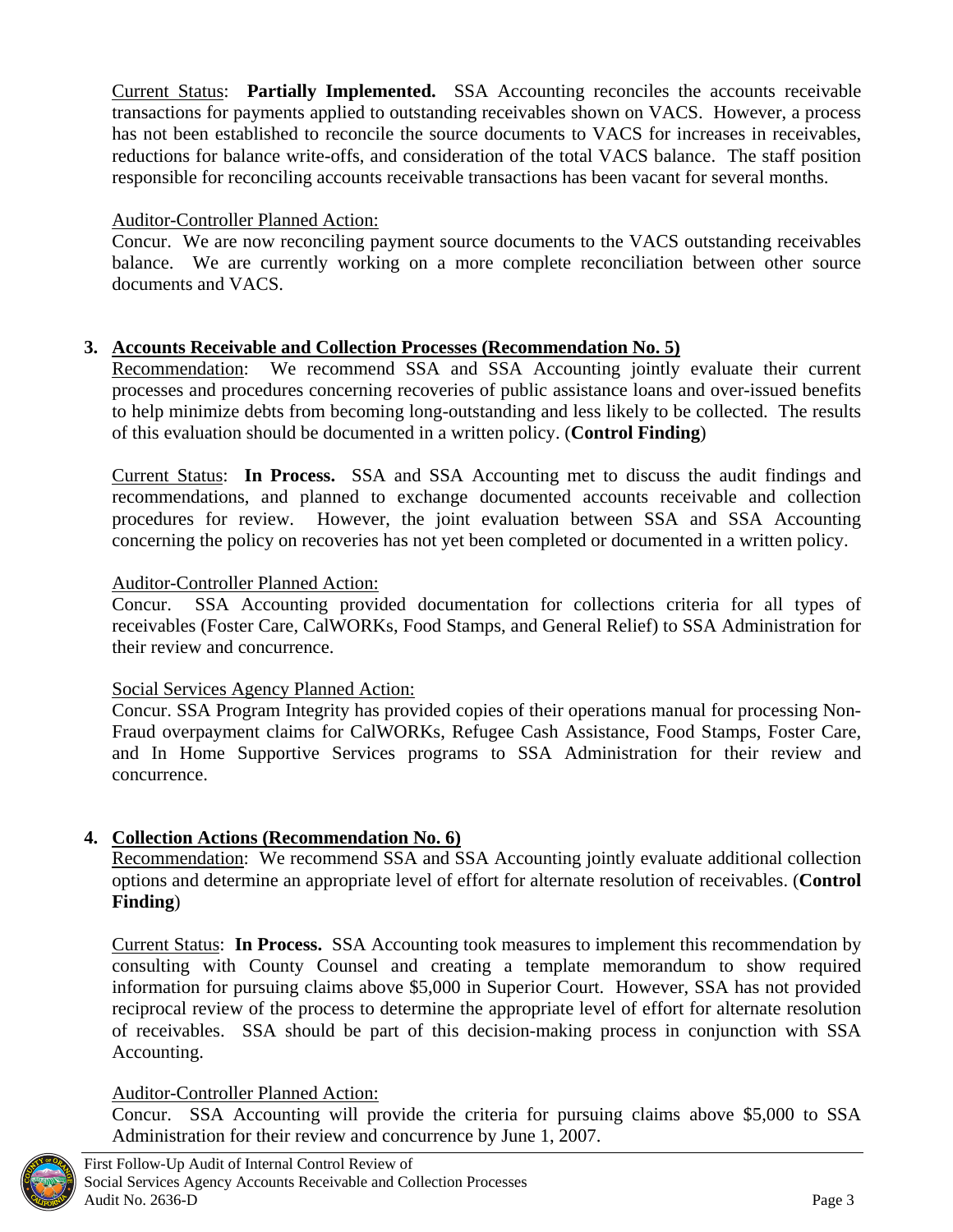Current Status: **Partially Implemented.** SSA Accounting reconciles the accounts receivable transactions for payments applied to outstanding receivables shown on VACS. However, a process has not been established to reconcile the source documents to VACS for increases in receivables, reductions for balance write-offs, and consideration of the total VACS balance. The staff position responsible for reconciling accounts receivable transactions has been vacant for several months.

Auditor-Controller Planned Action:
Concur. We are now reconciling payment source documents to the VACS outstanding receivables balance. We are currently working on a more complete reconciliation between other source documents and VACS.

**3. Accounts Receivable and Collection Processes (Recommendation No. 5)**

Recommendation: We recommend SSA and SSA Accounting jointly evaluate their current processes and procedures concerning recoveries of public assistance loans and over-issued benefits to help minimize debts from becoming long-outstanding and less likely to be collected. The results of this evaluation should be documented in a written policy. (**Control Finding**)

Current Status: **In Process.** SSA and SSA Accounting met to discuss the audit findings and recommendations, and planned to exchange documented accounts receivable and collection procedures for review. However, the joint evaluation between SSA and SSA Accounting concerning the policy on recoveries has not yet been completed or documented in a written policy.

Auditor-Controller Planned Action:
Concur. SSA Accounting provided documentation for collections criteria for all types of receivables (Foster Care, CalWORKs, Food Stamps, and General Relief) to SSA Administration for their review and concurrence.

Social Services Agency Planned Action:
Concur. SSA Program Integrity has provided copies of their operations manual for processing Non-Fraud overpayment claims for CalWORKs, Refugee Cash Assistance, Food Stamps, Foster Care, and In Home Supportive Services programs to SSA Administration for their review and concurrence.

**4. Collection Actions (Recommendation No. 6)**

Recommendation: We recommend SSA and SSA Accounting jointly evaluate additional collection options and determine an appropriate level of effort for alternate resolution of receivables. (**Control Finding**)

Current Status: **In Process.** SSA Accounting took measures to implement this recommendation by consulting with County Counsel and creating a template memorandum to show required information for pursuing claims above $5,000 in Superior Court. However, SSA has not provided reciprocal review of the process to determine the appropriate level of effort for alternate resolution of receivables. SSA should be part of this decision-making process in conjunction with SSA Accounting.

Auditor-Controller Planned Action:
Concur. SSA Accounting will provide the criteria for pursuing claims above $5,000 to SSA Administration for their review and concurrence by June 1, 2007.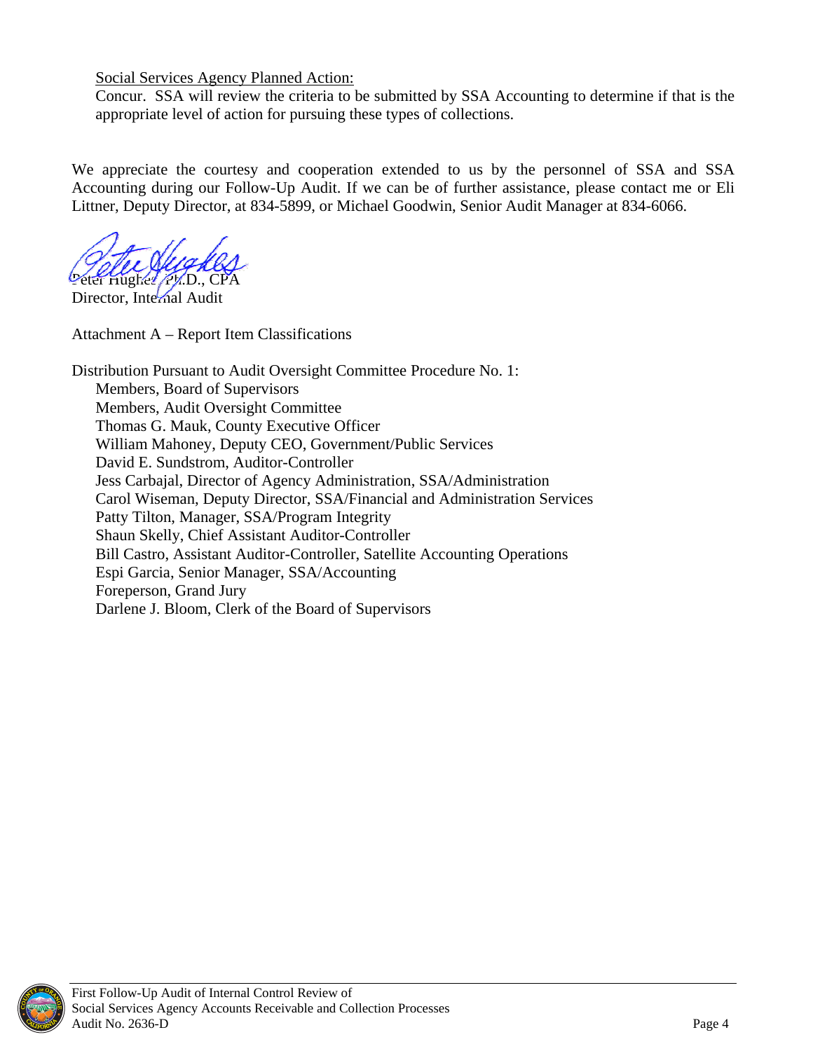Social Services Agency Planned Action:

Concur. SSA will review the criteria to be submitted by SSA Accounting to determine if that is the appropriate level of action for pursuing these types of collections.

We appreciate the courtesy and cooperation extended to us by the personnel of SSA and SSA Accounting during our Follow-Up Audit. If we can be of further assistance, please contact me or Eli Littner, Deputy Director, at 834-5899, or Michael Goodwin, Senior Audit Manager at 834-6066.

Peter Hughes, Ph.D., CPA
Director, Internal Audit

Attachment A – Report Item Classifications

Distribution Pursuant to Audit Oversight Committee Procedure No. 1:

- Members, Board of Supervisors
- Members, Audit Oversight Committee
- Thomas G. Mauk, County Executive Officer
- William Mahoney, Deputy CEO, Government/Public Services
- David E. Sundstrom, Auditor-Controller
- Jess Carbajal, Director of Agency Administration, SSA/Administration
- Carol Wiseman, Deputy Director, SSA/Financial and Administration Services
- Patty Tilton, Manager, SSA/Program Integrity
- Shaun Skelly, Chief Assistant Auditor-Controller
- Bill Castro, Assistant Auditor-Controller, Satellite Accounting Operations
- Espi Garcia, Senior Manager, SSA/Accounting
- Foreperson, Grand Jury
- Darlene J. Bloom, Clerk of the Board of Supervisors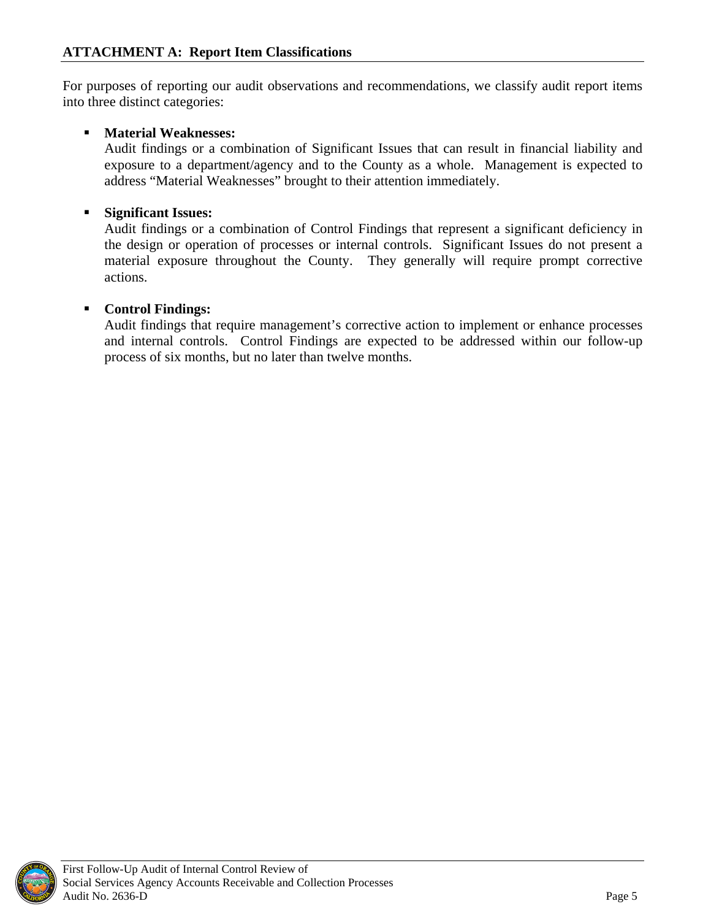## ATTACHMENT A: Report Item Classifications

For purposes of reporting our audit observations and recommendations, we classify audit report items into three distinct categories:

- **Material Weaknesses:**
  Audit findings or a combination of Significant Issues that can result in financial liability and exposure to a department/agency and to the County as a whole. Management is expected to address "Material Weaknesses" brought to their attention immediately.

- **Significant Issues:**
  Audit findings or a combination of Control Findings that represent a significant deficiency in the design or operation of processes or internal controls. Significant Issues do not present a material exposure throughout the County. They generally will require prompt corrective actions.

- **Control Findings:**
  Audit findings that require management's corrective action to implement or enhance processes and internal controls. Control Findings are expected to be addressed within our follow-up process of six months, but no later than twelve months.